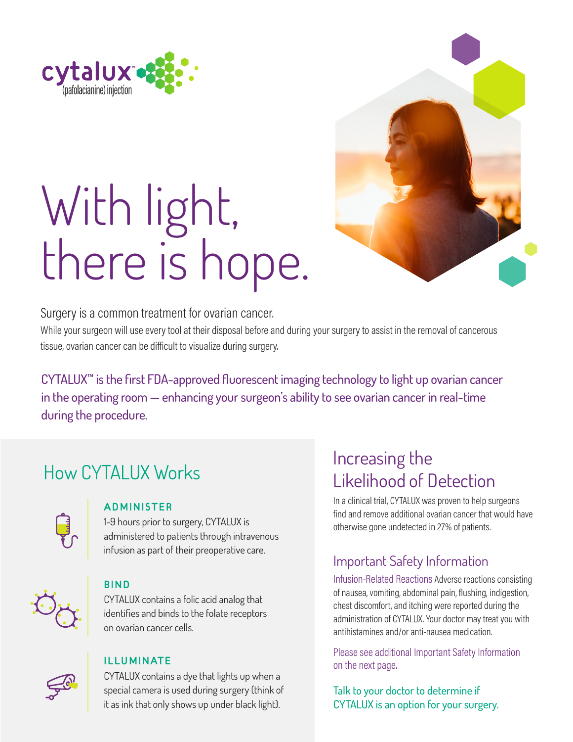cytalux™ (pafolacianine) injection

# With light, there is hope.

Surgery is a common treatment for ovarian cancer.

While your surgeon will use every tool at their disposal before and during your surgery to assist in the removal of cancerous tissue, ovarian cancer can be difficult to visualize during surgery.

CYTALUX™ is the first FDA-approved fluorescent imaging technology to light up ovarian cancer in the operating room — enhancing your surgeon's ability to see ovarian cancer in real-time during the procedure.

## How CYTALUX Works

**ADMINISTER**

1-9 hours prior to surgery, CYTALUX is administered to patients through intravenous infusion as part of their preoperative care.

**BIND**

CYTALUX contains a folic acid analog that identifies and binds to the folate receptors on ovarian cancer cells.

**ILLUMINATE**

CYTALUX contains a dye that lights up when a special camera is used during surgery (think of it as ink that only shows up under black light).

## Increasing the Likelihood of Detection

In a clinical trial, CYTALUX was proven to help surgeons find and remove additional ovarian cancer that would have otherwise gone undetected in 27% of patients.

### Important Safety Information

Infusion-Related Reactions Adverse reactions consisting of nausea, vomiting, abdominal pain, flushing, indigestion, chest discomfort, and itching were reported during the administration of CYTALUX. Your doctor may treat you with antihistamines and/or anti-nausea medication.

Please see additional Important Safety Information on the next page.

Talk to your doctor to determine if CYTALUX is an option for your surgery.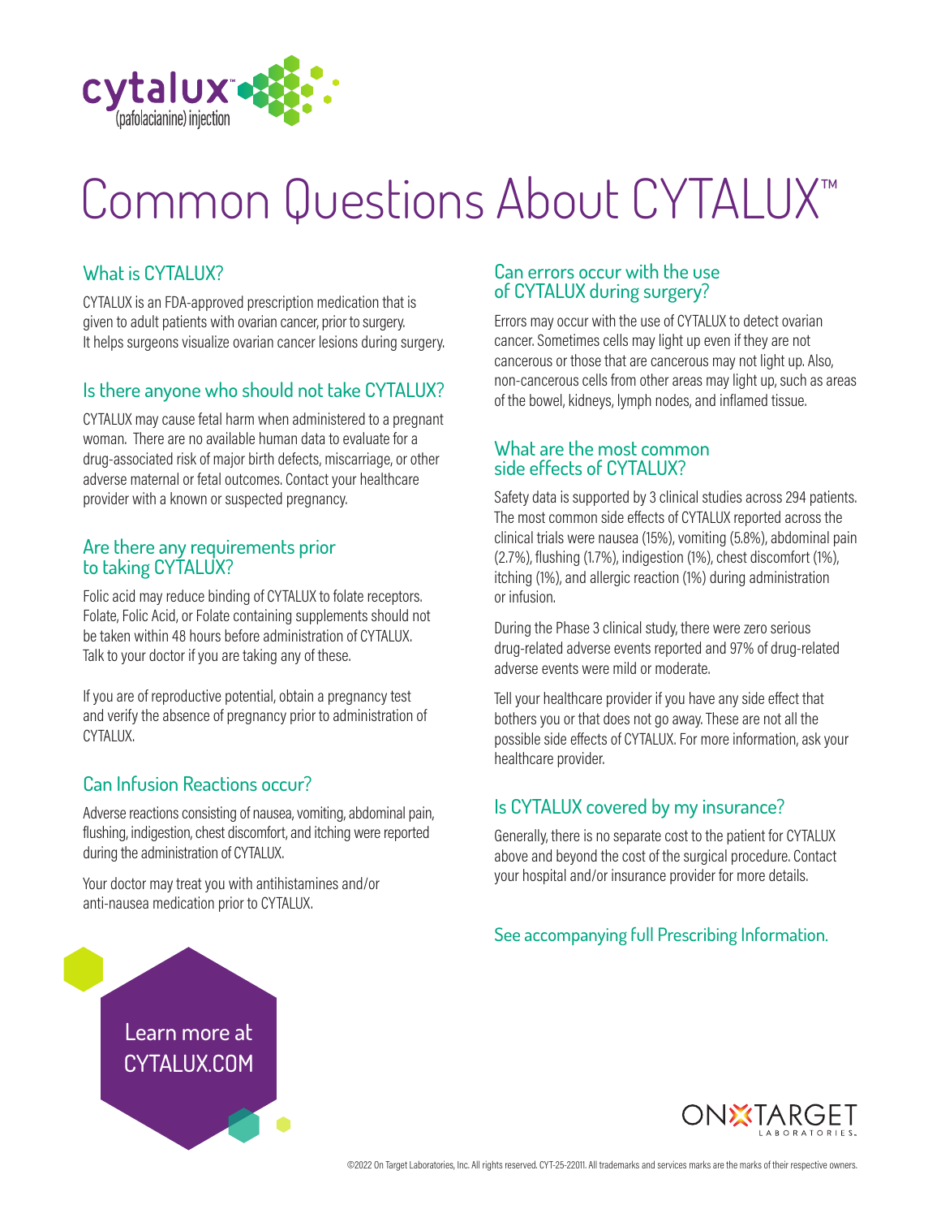cytalux™ (pafolacianine) injection

# Common Questions About CYTALUX™

## What is CYTALUX?

CYTALUX is an FDA-approved prescription medication that is given to adult patients with ovarian cancer, prior to surgery. It helps surgeons visualize ovarian cancer lesions during surgery.

## Is there anyone who should not take CYTALUX?

CYTALUX may cause fetal harm when administered to a pregnant woman. There are no available human data to evaluate for a drug-associated risk of major birth defects, miscarriage, or other adverse maternal or fetal outcomes. Contact your healthcare provider with a known or suspected pregnancy.

## Are there any requirements prior to taking CYTALUX?

Folic acid may reduce binding of CYTALUX to folate receptors. Folate, Folic Acid, or Folate containing supplements should not be taken within 48 hours before administration of CYTALUX. Talk to your doctor if you are taking any of these.

If you are of reproductive potential, obtain a pregnancy test and verify the absence of pregnancy prior to administration of CYTALUX.

## Can Infusion Reactions occur?

Adverse reactions consisting of nausea, vomiting, abdominal pain, flushing, indigestion, chest discomfort, and itching were reported during the administration of CYTALUX.

Your doctor may treat you with antihistamines and/or anti-nausea medication prior to CYTALUX.

## Can errors occur with the use of CYTALUX during surgery?

Errors may occur with the use of CYTALUX to detect ovarian cancer. Sometimes cells may light up even if they are not cancerous or those that are cancerous may not light up. Also, non-cancerous cells from other areas may light up, such as areas of the bowel, kidneys, lymph nodes, and inflamed tissue.

## What are the most common side effects of CYTALUX?

Safety data is supported by 3 clinical studies across 294 patients. The most common side effects of CYTALUX reported across the clinical trials were nausea (15%), vomiting (5.8%), abdominal pain (2.7%), flushing (1.7%), indigestion (1%), chest discomfort (1%), itching (1%), and allergic reaction (1%) during administration or infusion.

During the Phase 3 clinical study, there were zero serious drug-related adverse events reported and 97% of drug-related adverse events were mild or moderate.

Tell your healthcare provider if you have any side effect that bothers you or that does not go away. These are not all the possible side effects of CYTALUX. For more information, ask your healthcare provider.

## Is CYTALUX covered by my insurance?

Generally, there is no separate cost to the patient for CYTALUX above and beyond the cost of the surgical procedure. Contact your hospital and/or insurance provider for more details.

See accompanying full Prescribing Information.

Learn more at CYTALUX.COM

ON TARGET LABORATORIES

©2022 On Target Laboratories, Inc. All rights reserved. CYT-25-22011. All trademarks and services marks are the marks of their respective owners.